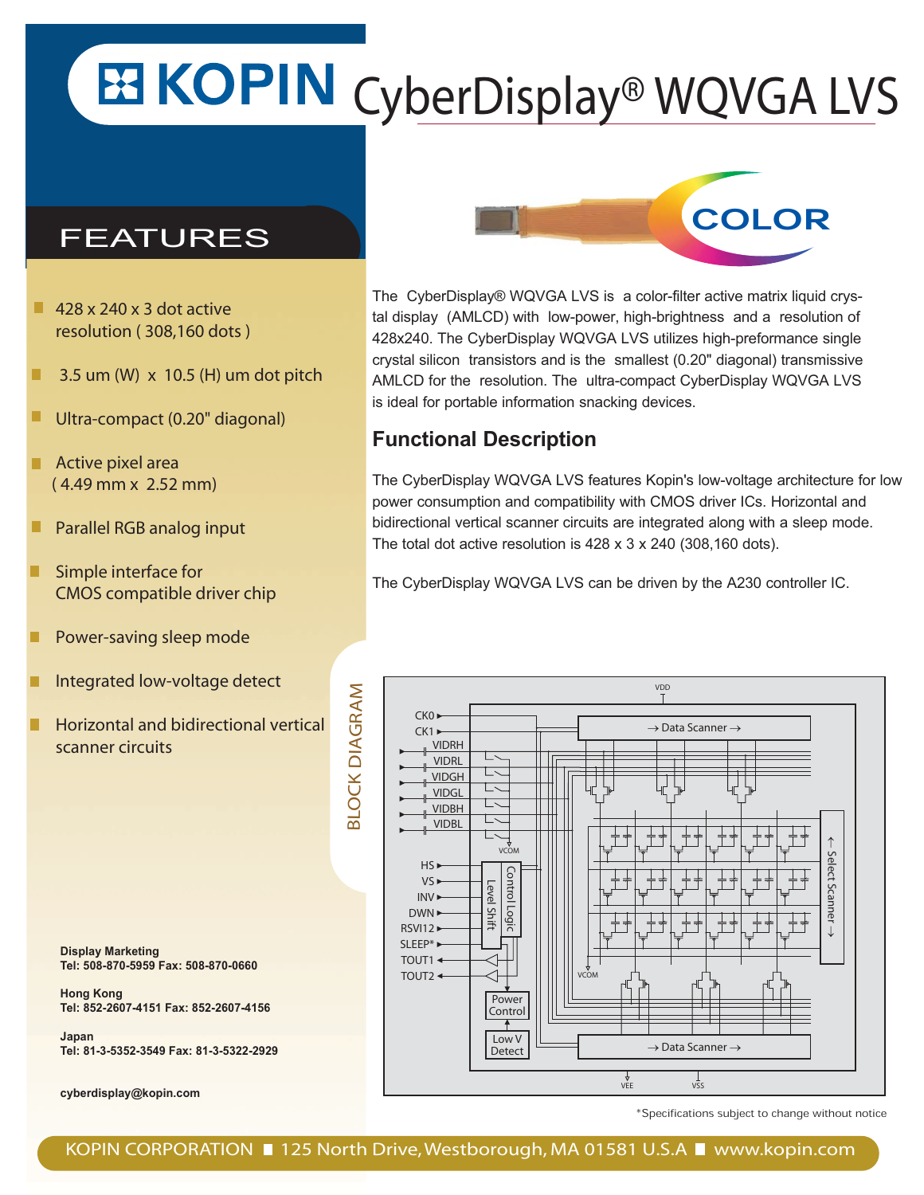# KOPIN CyberDisplay® WQVGA LVS

## FEATURES

- 428 x 240 x 3 dot active resolution ( 308,160 dots )
- 3.5 um (W) x 10.5 (H) um dot pitch
- Ultra-compact (0.20" diagonal)
- Active pixel area ( 4.49 mm x 2.52 mm)
- Parallel RGB analog input
- Simple interface for CMOS compatible driver chip
- Power-saving sleep mode
- Integrated low-voltage detect
- Horizontal and bidirectional vertical scanner circuits

COLOR

The CyberDisplay® WQVGA LVS is a color-filter active matrix liquid crystal display (AMLCD) with low-power, high-brightness and a resolution of 428x240. The CyberDisplay WQVGA LVS utilizes high-preformance single crystal silicon transistors and is the smallest (0.20" diagonal) transmissive AMLCD for the resolution. The ultra-compact CyberDisplay WQVGA LVS is ideal for portable information snacking devices.

## Functional Description

The CyberDisplay WQVGA LVS features Kopin's low-voltage architecture for low power consumption and compatibility with CMOS driver ICs. Horizontal and bidirectional vertical scanner circuits are integrated along with a sleep mode. The total dot active resolution is 428 x 3 x 240 (308,160 dots).

The CyberDisplay WQVGA LVS can be driven by the A230 controller IC.

BLOCK DIAGRAM

VDD, CK0, CK1, VIDRH, VIDRL, VIDGH, VIDGL, VIDBH, VIDBL, VCOM, HS, VS, INV, DWN, RSVI12, SLEEP*, TOUT1, TOUT2, Level Shift, Control Logic, Power Control, Low V Detect, → Data Scanner →, ← Select Scanner →, VEE, VSS

**Display Marketing**
**Tel: 508-870-5959 Fax: 508-870-0660**

**Hong Kong**
**Tel: 852-2607-4151 Fax: 852-2607-4156**

**Japan**
**Tel: 81-3-5352-3549 Fax: 81-3-5322-2929**

**cyberdisplay@kopin.com**

*Specifications subject to change without notice

KOPIN CORPORATION ■ 125 North Drive, Westborough, MA 01581 U.S.A ■ www.kopin.com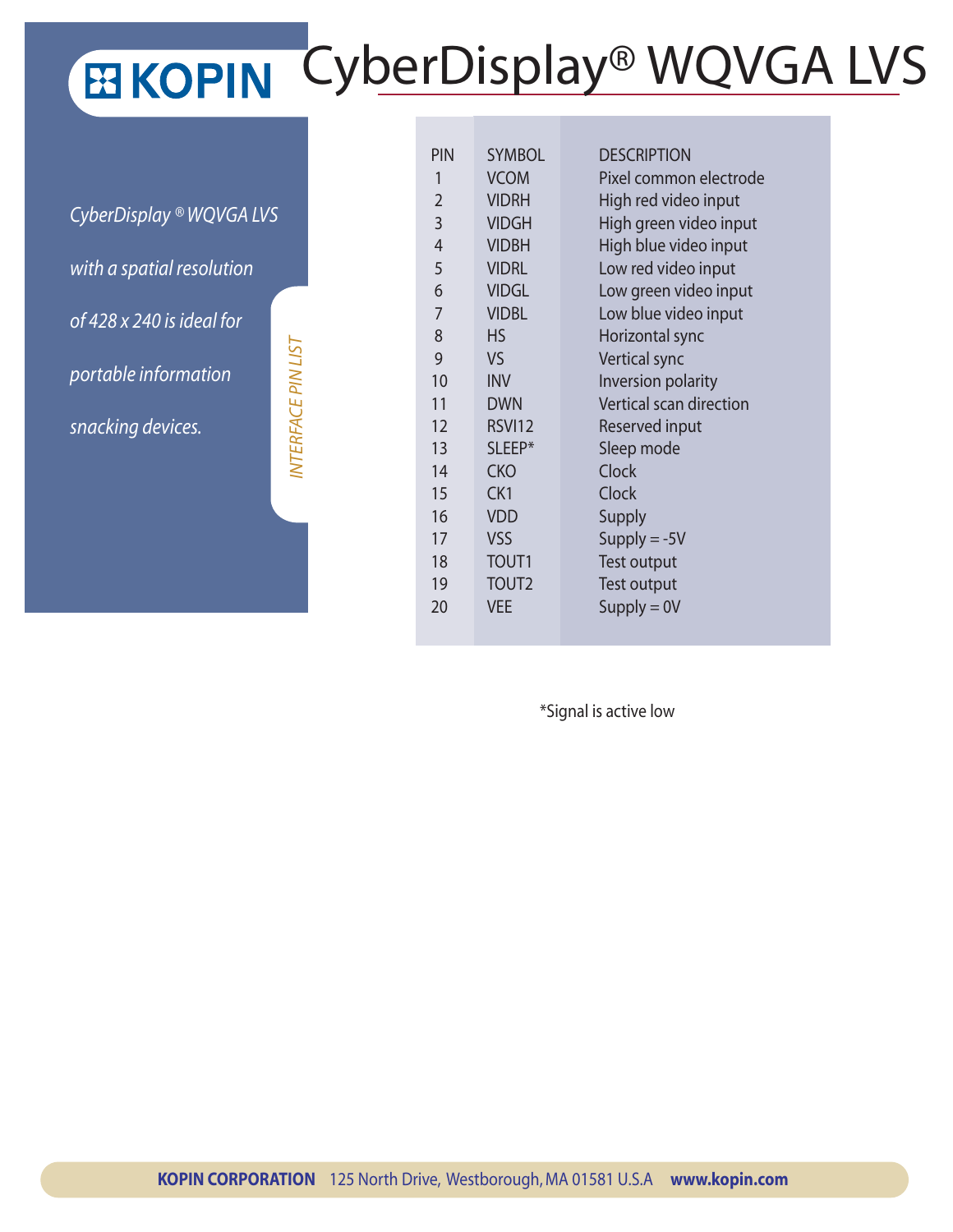# KOPIN CyberDisplay® WQVGA LVS

*CyberDisplay ® WQVGA LVS with a spatial resolution of 428 x 240 is ideal for portable information snacking devices.*

*INTERFACE PIN LIST*

| PIN | SYMBOL | DESCRIPTION |
|---|---|---|
| 1 | VCOM | Pixel common electrode |
| 2 | VIDRH | High red video input |
| 3 | VIDGH | High green video input |
| 4 | VIDBH | High blue video input |
| 5 | VIDRL | Low red video input |
| 6 | VIDGL | Low green video input |
| 7 | VIDBL | Low blue video input |
| 8 | HS | Horizontal sync |
| 9 | VS | Vertical sync |
| 10 | INV | Inversion polarity |
| 11 | DWN | Vertical scan direction |
| 12 | RSVI12 | Reserved input |
| 13 | SLEEP* | Sleep mode |
| 14 | CKO | Clock |
| 15 | CK1 | Clock |
| 16 | VDD | Supply |
| 17 | VSS | Supply = -5V |
| 18 | TOUT1 | Test output |
| 19 | TOUT2 | Test output |
| 20 | VEE | Supply = 0V |

*Signal is active low

**KOPIN CORPORATION** 125 North Drive, Westborough, MA 01581 U.S.A **www.kopin.com**